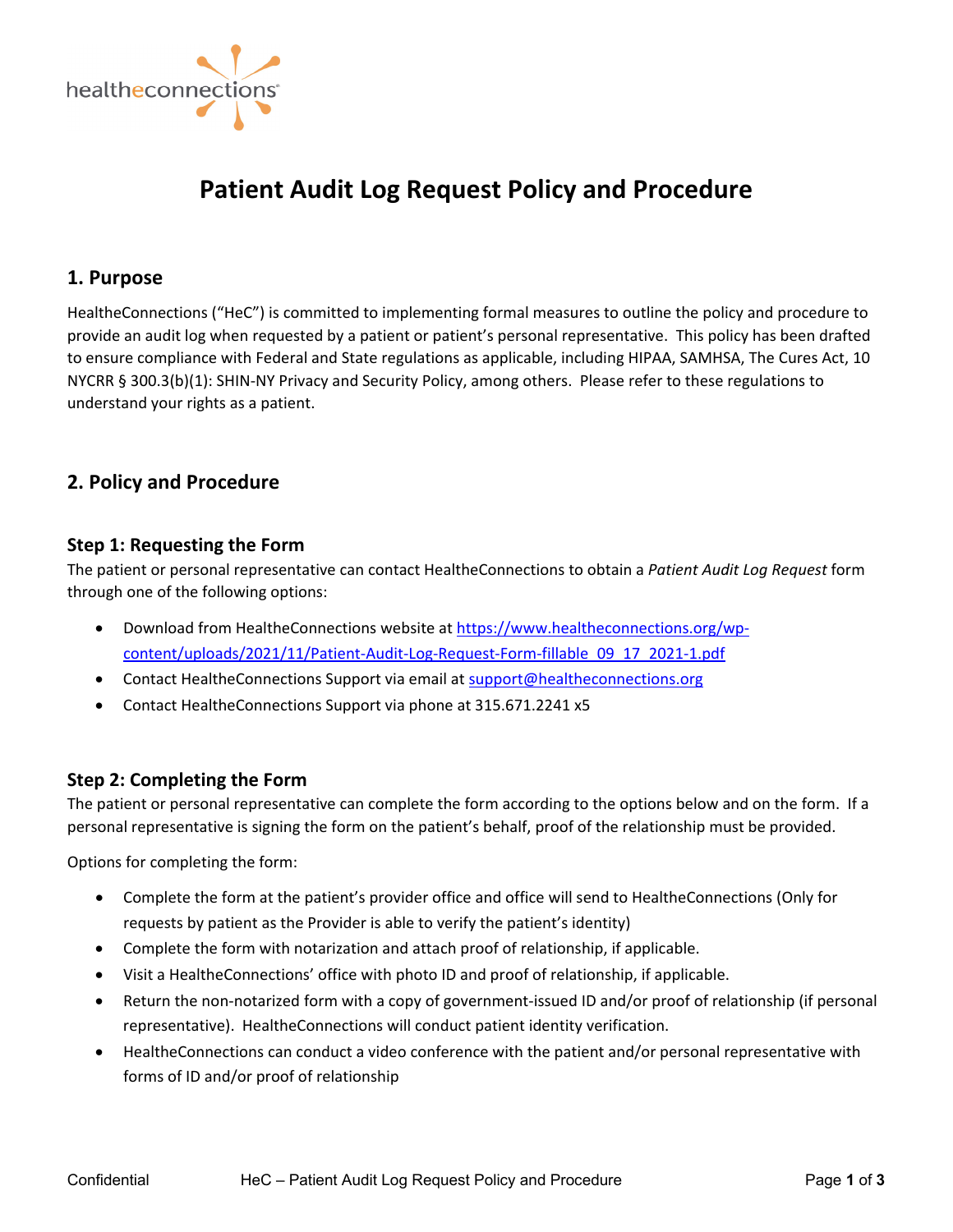# Patient Audit Log Request Policy and Procedure

## 1. Purpose

HealtheConnections ("HeC") is committed to implementing formal measures to outline the policy and procedure to provide an audit log when requested by a patient or patient's personal representative. This policy has been drafted to ensure compliance with Federal and State regulations as applicable, including HIPAA, SAMHSA, The Cures Act, 10 NYCRR § 300.3(b)(1): SHIN-NY Privacy and Security Policy, among others. Please refer to these regulations to understand your rights as a patient.

## 2. Policy and Procedure

### Step 1: Requesting the Form

The patient or personal representative can contact HealtheConnections to obtain a *Patient Audit Log Request* form through one of the following options:

- Download from HealtheConnections website at https://www.healtheconnections.org/wp-content/uploads/2021/11/Patient-Audit-Log-Request-Form-fillable_09_17_2021-1.pdf
- Contact HealtheConnections Support via email at support@healtheconnections.org
- Contact HealtheConnections Support via phone at 315.671.2241 x5

### Step 2: Completing the Form

The patient or personal representative can complete the form according to the options below and on the form. If a personal representative is signing the form on the patient's behalf, proof of the relationship must be provided.

Options for completing the form:

- Complete the form at the patient's provider office and office will send to HealtheConnections (Only for requests by patient as the Provider is able to verify the patient's identity)
- Complete the form with notarization and attach proof of relationship, if applicable.
- Visit a HealtheConnections' office with photo ID and proof of relationship, if applicable.
- Return the non-notarized form with a copy of government-issued ID and/or proof of relationship (if personal representative). HealtheConnections will conduct patient identity verification.
- HealtheConnections can conduct a video conference with the patient and/or personal representative with forms of ID and/or proof of relationship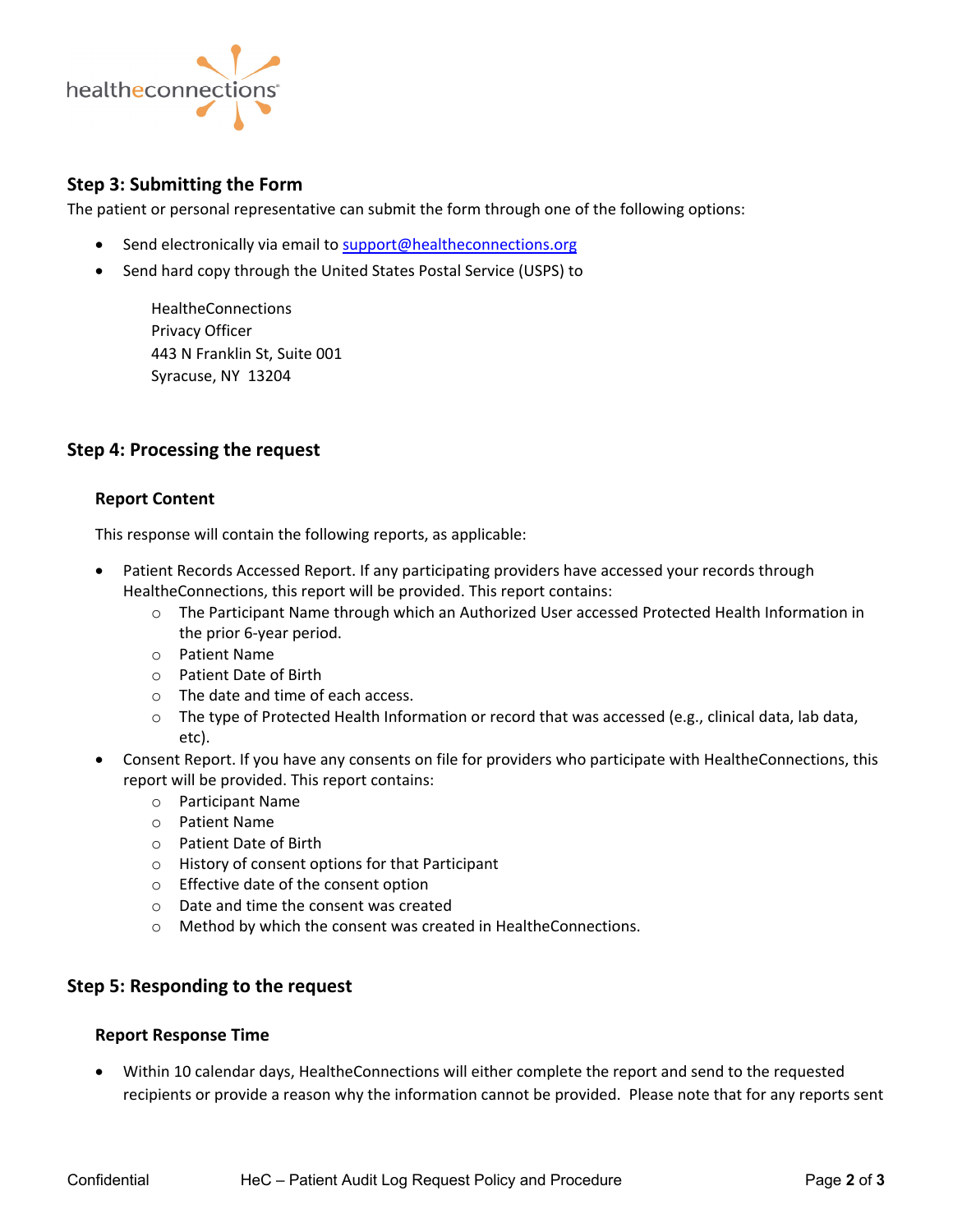## Step 3: Submitting the Form

The patient or personal representative can submit the form through one of the following options:

- Send electronically via email to support@healtheconnections.org
- Send hard copy through the United States Postal Service (USPS) to

  HealtheConnections
  Privacy Officer
  443 N Franklin St, Suite 001
  Syracuse, NY 13204

## Step 4: Processing the request

### Report Content

This response will contain the following reports, as applicable:

- Patient Records Accessed Report. If any participating providers have accessed your records through HealtheConnections, this report will be provided. This report contains:
  - The Participant Name through which an Authorized User accessed Protected Health Information in the prior 6-year period.
  - Patient Name
  - Patient Date of Birth
  - The date and time of each access.
  - The type of Protected Health Information or record that was accessed (e.g., clinical data, lab data, etc).
- Consent Report. If you have any consents on file for providers who participate with HealtheConnections, this report will be provided. This report contains:
  - Participant Name
  - Patient Name
  - Patient Date of Birth
  - History of consent options for that Participant
  - Effective date of the consent option
  - Date and time the consent was created
  - Method by which the consent was created in HealtheConnections.

## Step 5: Responding to the request

### Report Response Time

- Within 10 calendar days, HealtheConnections will either complete the report and send to the requested recipients or provide a reason why the information cannot be provided. Please note that for any reports sent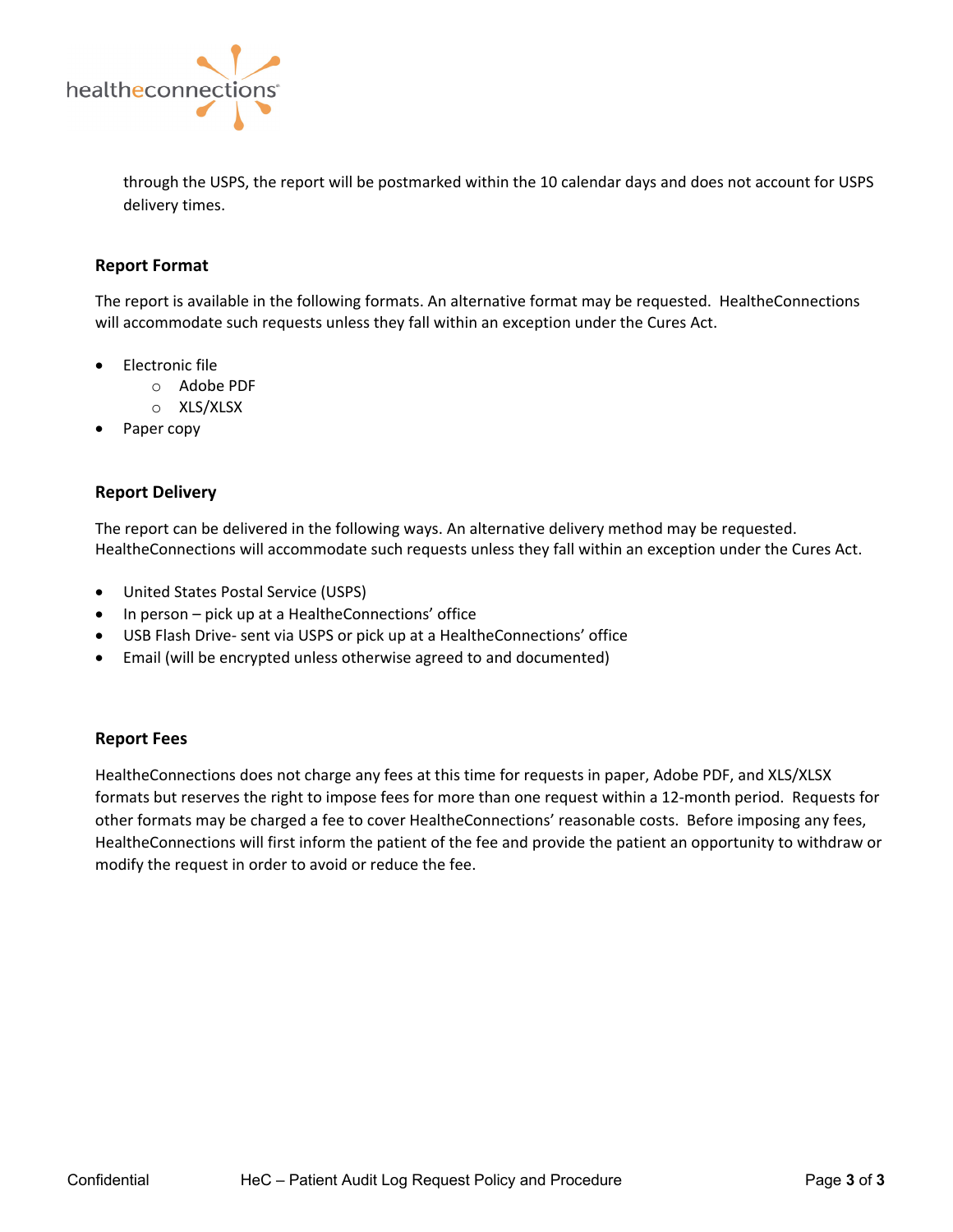through the USPS, the report will be postmarked within the 10 calendar days and does not account for USPS delivery times.

## Report Format

The report is available in the following formats. An alternative format may be requested. HealtheConnections will accommodate such requests unless they fall within an exception under the Cures Act.

- Electronic file
  - Adobe PDF
  - XLS/XLSX
- Paper copy

## Report Delivery

The report can be delivered in the following ways. An alternative delivery method may be requested. HealtheConnections will accommodate such requests unless they fall within an exception under the Cures Act.

- United States Postal Service (USPS)
- In person – pick up at a HealtheConnections' office
- USB Flash Drive- sent via USPS or pick up at a HealtheConnections' office
- Email (will be encrypted unless otherwise agreed to and documented)

## Report Fees

HealtheConnections does not charge any fees at this time for requests in paper, Adobe PDF, and XLS/XLSX formats but reserves the right to impose fees for more than one request within a 12-month period. Requests for other formats may be charged a fee to cover HealtheConnections' reasonable costs. Before imposing any fees, HealtheConnections will first inform the patient of the fee and provide the patient an opportunity to withdraw or modify the request in order to avoid or reduce the fee.